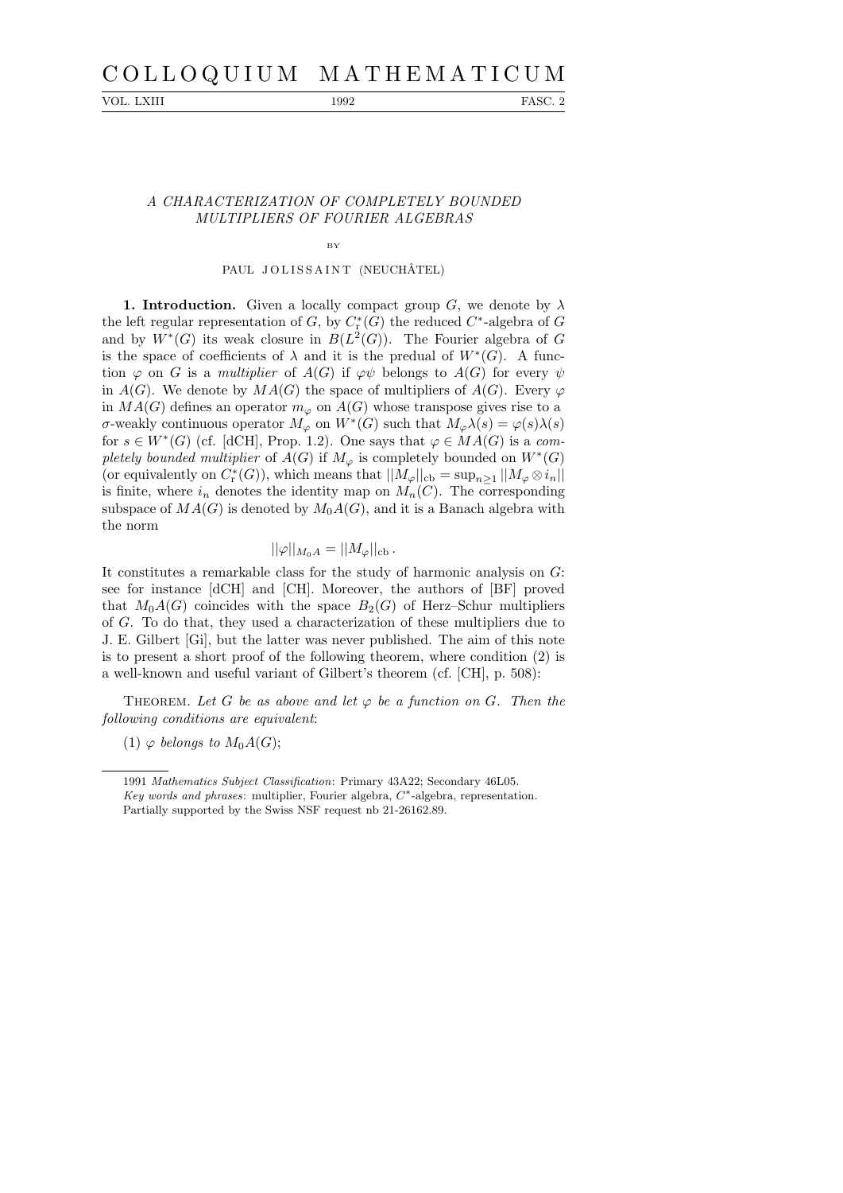# A CHARACTERIZATION OF COMPLETELY BOUNDED MULTIPLIERS OF FOURIER ALGEBRAS

BY

PAUL JOLISSAINT (NEUCHÂTEL)

**1. Introduction.** Given a locally compact group $G$, we denote by $\lambda$ the left regular representation of $G$, by $C^*_{\mathrm{r}}(G)$ the reduced $C^*$-algebra of $G$ and by $W^*(G)$ its weak closure in $B(L^2(G))$. The Fourier algebra of $G$ is the space of coefficients of $\lambda$ and it is the predual of $W^*(G)$. A function $\varphi$ on $G$ is a *multiplier* of $A(G)$ if $\varphi\psi$ belongs to $A(G)$ for every $\psi$ in $A(G)$. We denote by $MA(G)$ the space of multipliers of $A(G)$. Every $\varphi$ in $MA(G)$ defines an operator $m_\varphi$ on $A(G)$ whose transpose gives rise to a $\sigma$-weakly continuous operator $M_\varphi$ on $W^*(G)$ such that $M_\varphi\lambda(s) = \varphi(s)\lambda(s)$ for $s \in W^*(G)$ (cf. [dCH], Prop. 1.2). One says that $\varphi \in MA(G)$ is a *completely bounded multiplier* of $A(G)$ if $M_\varphi$ is completely bounded on $W^*(G)$ (or equivalently on $C^*_{\mathrm{r}}(G)$), which means that $\|M_\varphi\|_{\mathrm{cb}} = \sup_{n\geq 1} \|M_\varphi \otimes i_n\|$ is finite, where $i_n$ denotes the identity map on $M_n(C)$. The corresponding subspace of $MA(G)$ is denoted by $M_0A(G)$, and it is a Banach algebra with the norm

$$\|\varphi\|_{M_0A} = \|M_\varphi\|_{\mathrm{cb}}\,.$$

It constitutes a remarkable class for the study of harmonic analysis on $G$: see for instance [dCH] and [CH]. Moreover, the authors of [BF] proved that $M_0A(G)$ coincides with the space $B_2(G)$ of Herz–Schur multipliers of $G$. To do that, they used a characterization of these multipliers due to J. E. Gilbert [Gi], but the latter was never published. The aim of this note is to present a short proof of the following theorem, where condition (2) is a well-known and useful variant of Gilbert's theorem (cf. [CH], p. 508):

THEOREM. *Let $G$ be as above and let $\varphi$ be a function on $G$. Then the following conditions are equivalent*:

(1) *$\varphi$ belongs to $M_0A(G)$*;

---

1991 *Mathematics Subject Classification*: Primary 43A22; Secondary 46L05.

*Key words and phrases*: multiplier, Fourier algebra, $C^*$-algebra, representation.

Partially supported by the Swiss NSF request nb 21-26162.89.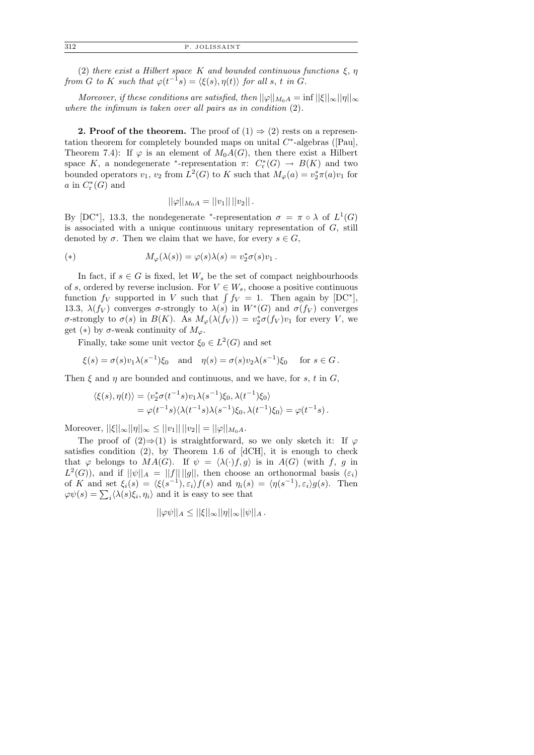(2) *there exist a Hilbert space $K$ and bounded continuous functions $\xi$, $\eta$ from $G$ to $K$ such that $\varphi(t^{-1}s) = \langle \xi(s), \eta(t)\rangle$ for all $s$, $t$ in $G$.*

*Moreover, if these conditions are satisfied, then $||\varphi||_{M_0A} = \inf ||\xi||_\infty ||\eta||_\infty$ where the infimum is taken over all pairs as in condition* (2).

**2. Proof of the theorem.** The proof of (1) $\Rightarrow$ (2) rests on a representation theorem for completely bounded maps on unital $C^*$-algebras ([Pau], Theorem 7.4): If $\varphi$ is an element of $M_0A(G)$, then there exist a Hilbert space $K$, a nondegenerate $^*$-representation $\pi$: $C^*_{\mathrm{r}}(G) \to B(K)$ and two bounded operators $v_1$, $v_2$ from $L^2(G)$ to $K$ such that $M_\varphi(a) = v_2^*\pi(a)v_1$ for $a$ in $C^*_{\mathrm{r}}(G)$ and

$$||\varphi||_{M_0A} = ||v_1||\,||v_2||\,.$$

By [DC*], 13.3, the nondegenerate $^*$-representation $\sigma = \pi \circ \lambda$ of $L^1(G)$ is associated with a unique continuous unitary representation of $G$, still denoted by $\sigma$. Then we claim that we have, for every $s \in G$,

$$(*) \qquad M_\varphi(\lambda(s)) = \varphi(s)\lambda(s) = v_2^*\sigma(s)v_1\,.$$

In fact, if $s \in G$ is fixed, let $W_s$ be the set of compact neighbourhoods of $s$, ordered by reverse inclusion. For $V \in W_s$, choose a positive continuous function $f_V$ supported in $V$ such that $\int f_V = 1$. Then again by [DC*], 13.3, $\lambda(f_V)$ converges $\sigma$-strongly to $\lambda(s)$ in $W^*(G)$ and $\sigma(f_V)$ converges $\sigma$-strongly to $\sigma(s)$ in $B(K)$. As $M_\varphi(\lambda(f_V)) = v_2^*\sigma(f_V)v_1$ for every $V$, we get $(*)$ by $\sigma$-weak continuity of $M_\varphi$.

Finally, take some unit vector $\xi_0 \in L^2(G)$ and set

$$\xi(s) = \sigma(s)v_1\lambda(s^{-1})\xi_0 \quad \text{and} \quad \eta(s) = \sigma(s)v_2\lambda(s^{-1})\xi_0 \quad \text{for } s \in G\,.$$

Then $\xi$ and $\eta$ are bounded and continuous, and we have, for $s$, $t$ in $G$,

$$\begin{aligned}
\langle \xi(s), \eta(t)\rangle &= \langle v_2^*\sigma(t^{-1}s)v_1\lambda(s^{-1})\xi_0, \lambda(t^{-1})\xi_0\rangle \\
&= \varphi(t^{-1}s)\langle \lambda(t^{-1}s)\lambda(s^{-1})\xi_0, \lambda(t^{-1})\xi_0\rangle = \varphi(t^{-1}s)\,.
\end{aligned}$$

Moreover, $||\xi||_\infty ||\eta||_\infty \le ||v_1||\,||v_2|| = ||\varphi||_{M_0A}$.

The proof of (2)$\Rightarrow$(1) is straightforward, so we only sketch it: If $\varphi$ satisfies condition (2), by Theorem 1.6 of [dCH], it is enough to check that $\varphi$ belongs to $MA(G)$. If $\psi = \langle \lambda(\cdot)f, g\rangle$ is in $A(G)$ (with $f$, $g$ in $L^2(G)$), and if $||\psi||_A = ||f||\,||g||$, then choose an orthonormal basis $(\varepsilon_i)$ of $K$ and set $\xi_i(s) = \langle \xi(s^{-1}), \varepsilon_i\rangle f(s)$ and $\eta_i(s) = \langle \eta(s^{-1}), \varepsilon_i\rangle g(s)$. Then $\varphi\psi(s) = \sum_i \langle \lambda(s)\xi_i, \eta_i\rangle$ and it is easy to see that

$$||\varphi\psi||_A \le ||\xi||_\infty ||\eta||_\infty ||\psi||_A\,.$$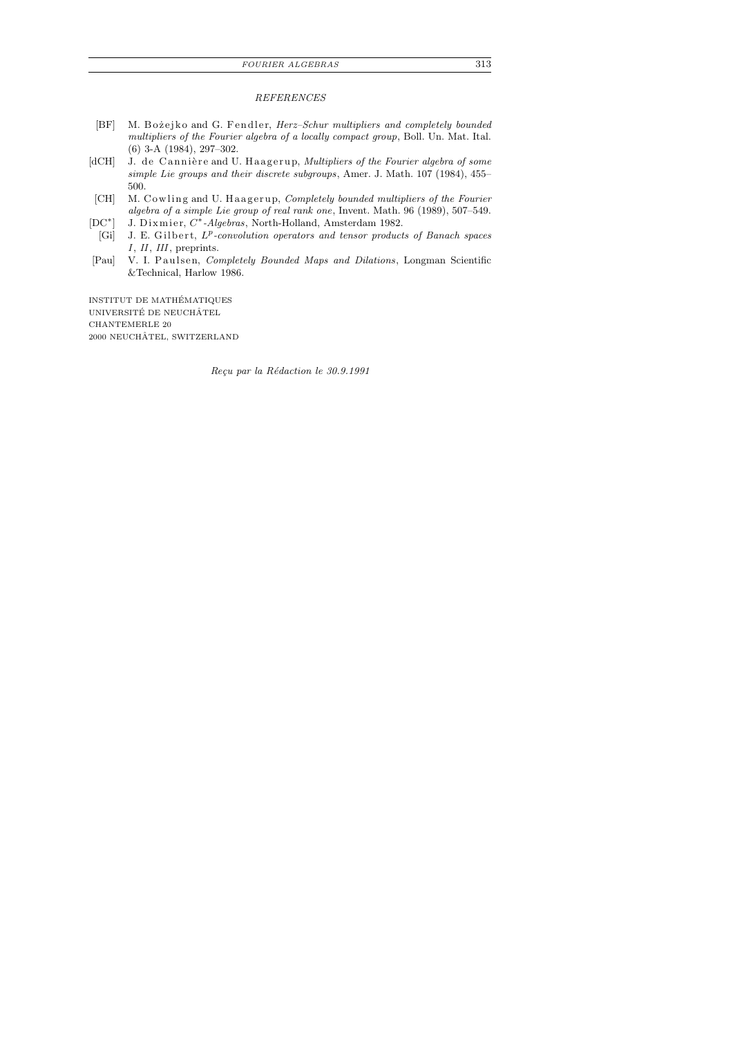## REFERENCES

[BF] M. Bożejko and G. Fendler, *Herz–Schur multipliers and completely bounded multipliers of the Fourier algebra of a locally compact group*, Boll. Un. Mat. Ital. (6) 3-A (1984), 297–302.

[dCH] J. de Cannière and U. Haagerup, *Multipliers of the Fourier algebra of some simple Lie groups and their discrete subgroups*, Amer. J. Math. 107 (1984), 455–500.

[CH] M. Cowling and U. Haagerup, *Completely bounded multipliers of the Fourier algebra of a simple Lie group of real rank one*, Invent. Math. 96 (1989), 507–549.

[DC*] J. Dixmier, *$C^*$-Algebras*, North-Holland, Amsterdam 1982.

[Gi] J. E. Gilbert, *$L^p$-convolution operators and tensor products of Banach spaces I, II, III*, preprints.

[Pau] V. I. Paulsen, *Completely Bounded Maps and Dilations*, Longman Scientific &Technical, Harlow 1986.

INSTITUT DE MATHÉMATIQUES
UNIVERSITÉ DE NEUCHÂTEL
CHANTEMERLE 20
2000 NEUCHÂTEL, SWITZERLAND

*Reçu par la Rédaction le 30.9.1991*